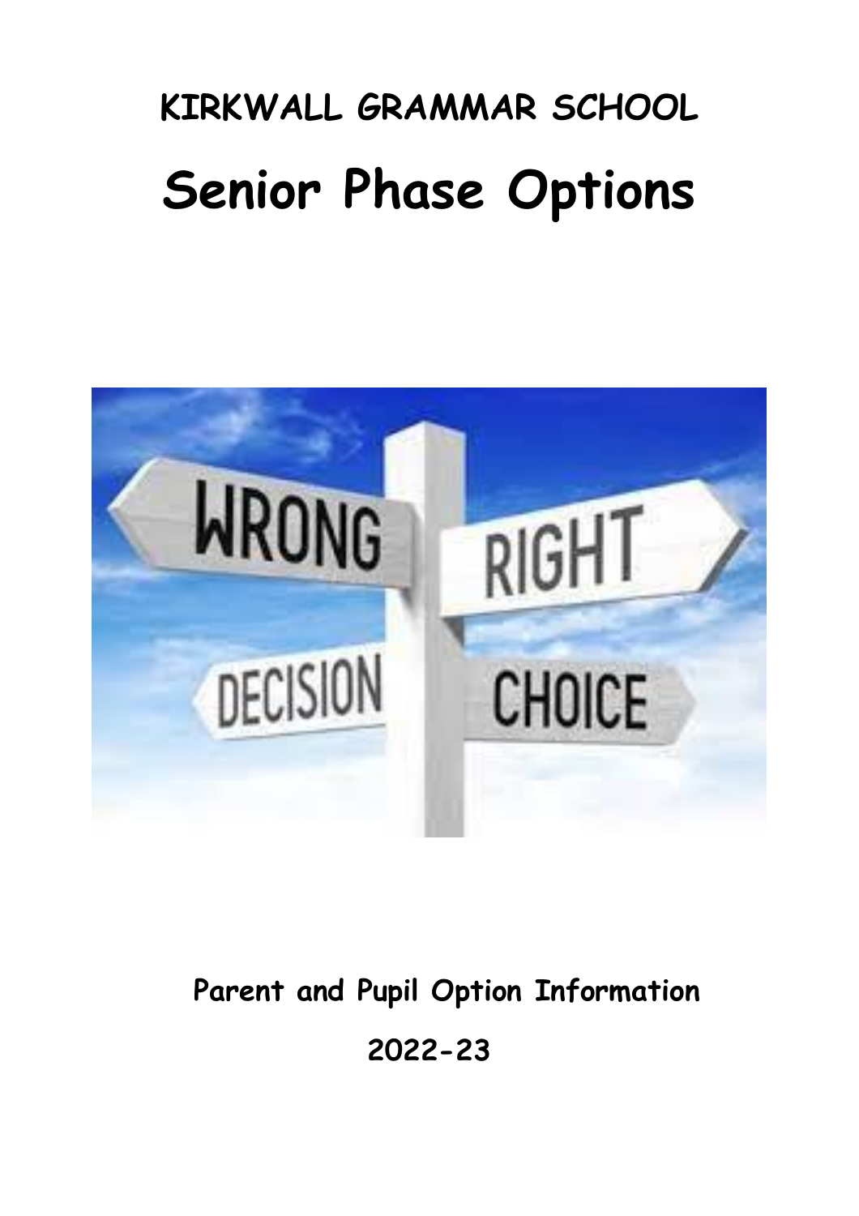# KIRKWALL GRAMMAR SCHOOL

# Senior Phase Options

**Parent and Pupil Option Information**

**2022-23**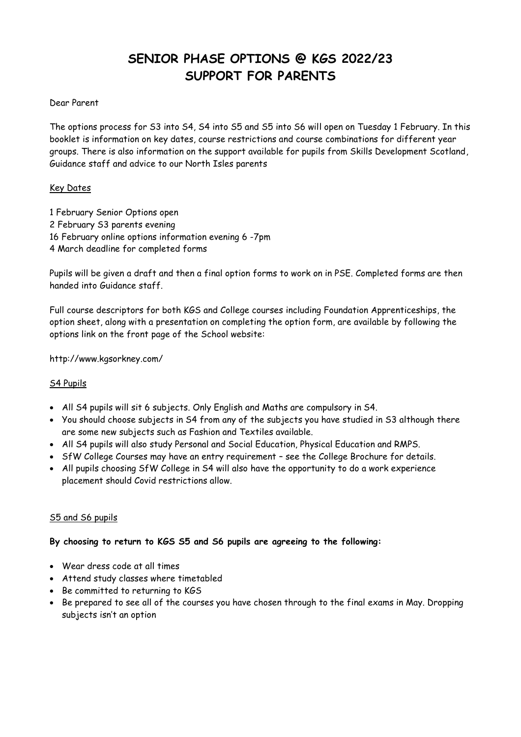# SENIOR PHASE OPTIONS @ KGS 2022/23
# SUPPORT FOR PARENTS

Dear Parent

The options process for S3 into S4, S4 into S5 and S5 into S6 will open on Tuesday 1 February. In this booklet is information on key dates, course restrictions and course combinations for different year groups. There is also information on the support available for pupils from Skills Development Scotland, Guidance staff and advice to our North Isles parents

Key Dates

1 February Senior Options open
2 February S3 parents evening
16 February online options information evening 6 -7pm
4 March deadline for completed forms

Pupils will be given a draft and then a final option forms to work on in PSE. Completed forms are then handed into Guidance staff.

Full course descriptors for both KGS and College courses including Foundation Apprenticeships, the option sheet, along with a presentation on completing the option form, are available by following the options link on the front page of the School website:

http://www.kgsorkney.com/

S4 Pupils

- All S4 pupils will sit 6 subjects. Only English and Maths are compulsory in S4.
- You should choose subjects in S4 from any of the subjects you have studied in S3 although there are some new subjects such as Fashion and Textiles available.
- All S4 pupils will also study Personal and Social Education, Physical Education and RMPS.
- SfW College Courses may have an entry requirement – see the College Brochure for details.
- All pupils choosing SfW College in S4 will also have the opportunity to do a work experience placement should Covid restrictions allow.

S5 and S6 pupils

**By choosing to return to KGS S5 and S6 pupils are agreeing to the following:**

- Wear dress code at all times
- Attend study classes where timetabled
- Be committed to returning to KGS
- Be prepared to see all of the courses you have chosen through to the final exams in May. Dropping subjects isn't an option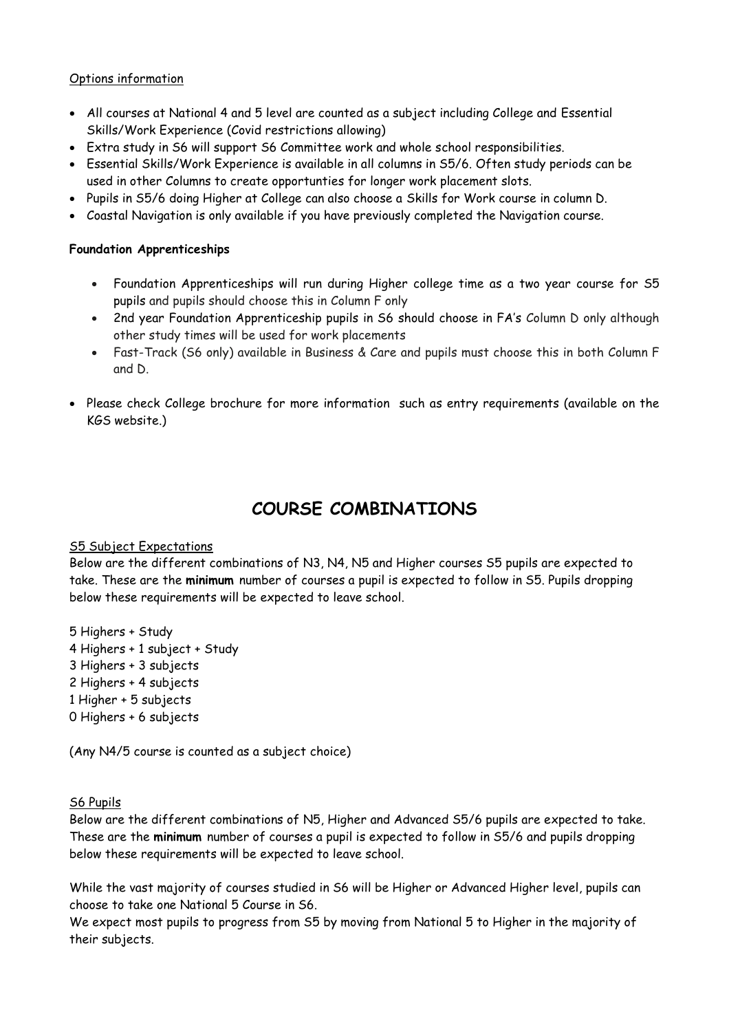Options information

- All courses at National 4 and 5 level are counted as a subject including College and Essential Skills/Work Experience (Covid restrictions allowing)
- Extra study in S6 will support S6 Committee work and whole school responsibilities.
- Essential Skills/Work Experience is available in all columns in S5/6. Often study periods can be used in other Columns to create opportunties for longer work placement slots.
- Pupils in S5/6 doing Higher at College can also choose a Skills for Work course in column D.
- Coastal Navigation is only available if you have previously completed the Navigation course.

**Foundation Apprenticeships**

- Foundation Apprenticeships will run during Higher college time as a two year course for S5 pupils and pupils should choose this in Column F only
- 2nd year Foundation Apprenticeship pupils in S6 should choose in FA's Column D only although other study times will be used for work placements
- Fast-Track (S6 only) available in Business & Care and pupils must choose this in both Column F and D.

- Please check College brochure for more information such as entry requirements (available on the KGS website.)

# COURSE COMBINATIONS

S5 Subject Expectations

Below are the different combinations of N3, N4, N5 and Higher courses S5 pupils are expected to take. These are the **minimum** number of courses a pupil is expected to follow in S5. Pupils dropping below these requirements will be expected to leave school.

5 Highers + Study
4 Highers + 1 subject + Study
3 Highers + 3 subjects
2 Highers + 4 subjects
1 Higher + 5 subjects
0 Highers + 6 subjects

(Any N4/5 course is counted as a subject choice)

S6 Pupils

Below are the different combinations of N5, Higher and Advanced S5/6 pupils are expected to take. These are the **minimum** number of courses a pupil is expected to follow in S5/6 and pupils dropping below these requirements will be expected to leave school.

While the vast majority of courses studied in S6 will be Higher or Advanced Higher level, pupils can choose to take one National 5 Course in S6.

We expect most pupils to progress from S5 by moving from National 5 to Higher in the majority of their subjects.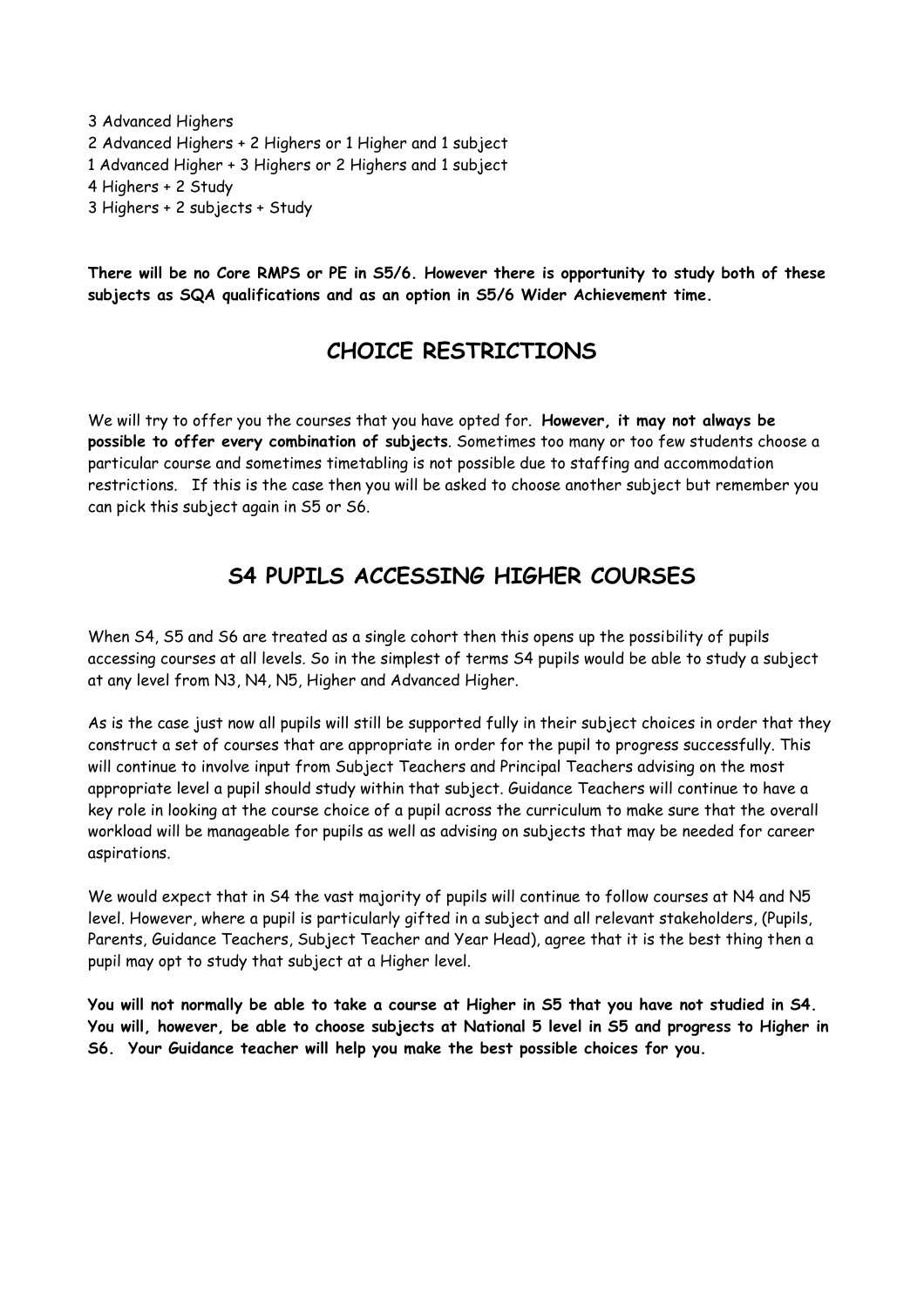3 Advanced Highers
2 Advanced Highers + 2 Highers or 1 Higher and 1 subject
1 Advanced Higher + 3 Highers or 2 Highers and 1 subject
4 Highers + 2 Study
3 Highers + 2 subjects + Study

**There will be no Core RMPS or PE in S5/6. However there is opportunity to study both of these subjects as SQA qualifications and as an option in S5/6 Wider Achievement time.**

## CHOICE RESTRICTIONS

We will try to offer you the courses that you have opted for. **However, it may not always be possible to offer every combination of subjects**. Sometimes too many or too few students choose a particular course and sometimes timetabling is not possible due to staffing and accommodation restrictions. If this is the case then you will be asked to choose another subject but remember you can pick this subject again in S5 or S6.

## S4 PUPILS ACCESSING HIGHER COURSES

When S4, S5 and S6 are treated as a single cohort then this opens up the possibility of pupils accessing courses at all levels. So in the simplest of terms S4 pupils would be able to study a subject at any level from N3, N4, N5, Higher and Advanced Higher.

As is the case just now all pupils will still be supported fully in their subject choices in order that they construct a set of courses that are appropriate in order for the pupil to progress successfully. This will continue to involve input from Subject Teachers and Principal Teachers advising on the most appropriate level a pupil should study within that subject. Guidance Teachers will continue to have a key role in looking at the course choice of a pupil across the curriculum to make sure that the overall workload will be manageable for pupils as well as advising on subjects that may be needed for career aspirations.

We would expect that in S4 the vast majority of pupils will continue to follow courses at N4 and N5 level. However, where a pupil is particularly gifted in a subject and all relevant stakeholders, (Pupils, Parents, Guidance Teachers, Subject Teacher and Year Head), agree that it is the best thing then a pupil may opt to study that subject at a Higher level.

**You will not normally be able to take a course at Higher in S5 that you have not studied in S4. You will, however, be able to choose subjects at National 5 level in S5 and progress to Higher in S6. Your Guidance teacher will help you make the best possible choices for you.**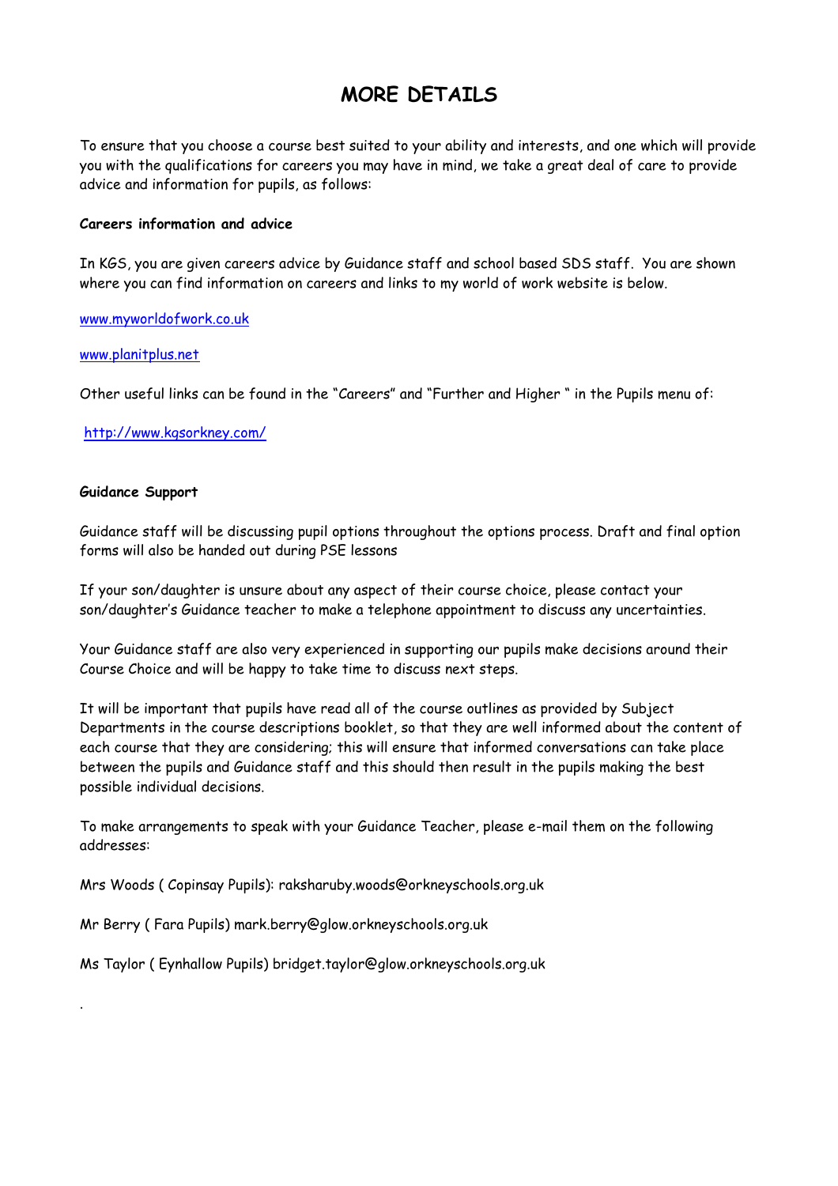# MORE DETAILS

To ensure that you choose a course best suited to your ability and interests, and one which will provide you with the qualifications for careers you may have in mind, we take a great deal of care to provide advice and information for pupils, as follows:

**Careers information and advice**

In KGS, you are given careers advice by Guidance staff and school based SDS staff. You are shown where you can find information on careers and links to my world of work website is below.

www.myworldofwork.co.uk

www.planitplus.net

Other useful links can be found in the "Careers" and "Further and Higher " in the Pupils menu of:

http://www.kgsorkney.com/

**Guidance Support**

Guidance staff will be discussing pupil options throughout the options process. Draft and final option forms will also be handed out during PSE lessons

If your son/daughter is unsure about any aspect of their course choice, please contact your son/daughter's Guidance teacher to make a telephone appointment to discuss any uncertainties.

Your Guidance staff are also very experienced in supporting our pupils make decisions around their Course Choice and will be happy to take time to discuss next steps.

It will be important that pupils have read all of the course outlines as provided by Subject Departments in the course descriptions booklet, so that they are well informed about the content of each course that they are considering; this will ensure that informed conversations can take place between the pupils and Guidance staff and this should then result in the pupils making the best possible individual decisions.

To make arrangements to speak with your Guidance Teacher, please e-mail them on the following addresses:

Mrs Woods ( Copinsay Pupils): raksharuby.woods@orkneyschools.org.uk

Mr Berry ( Fara Pupils) mark.berry@glow.orkneyschools.org.uk

Ms Taylor ( Eynhallow Pupils) bridget.taylor@glow.orkneyschools.org.uk

.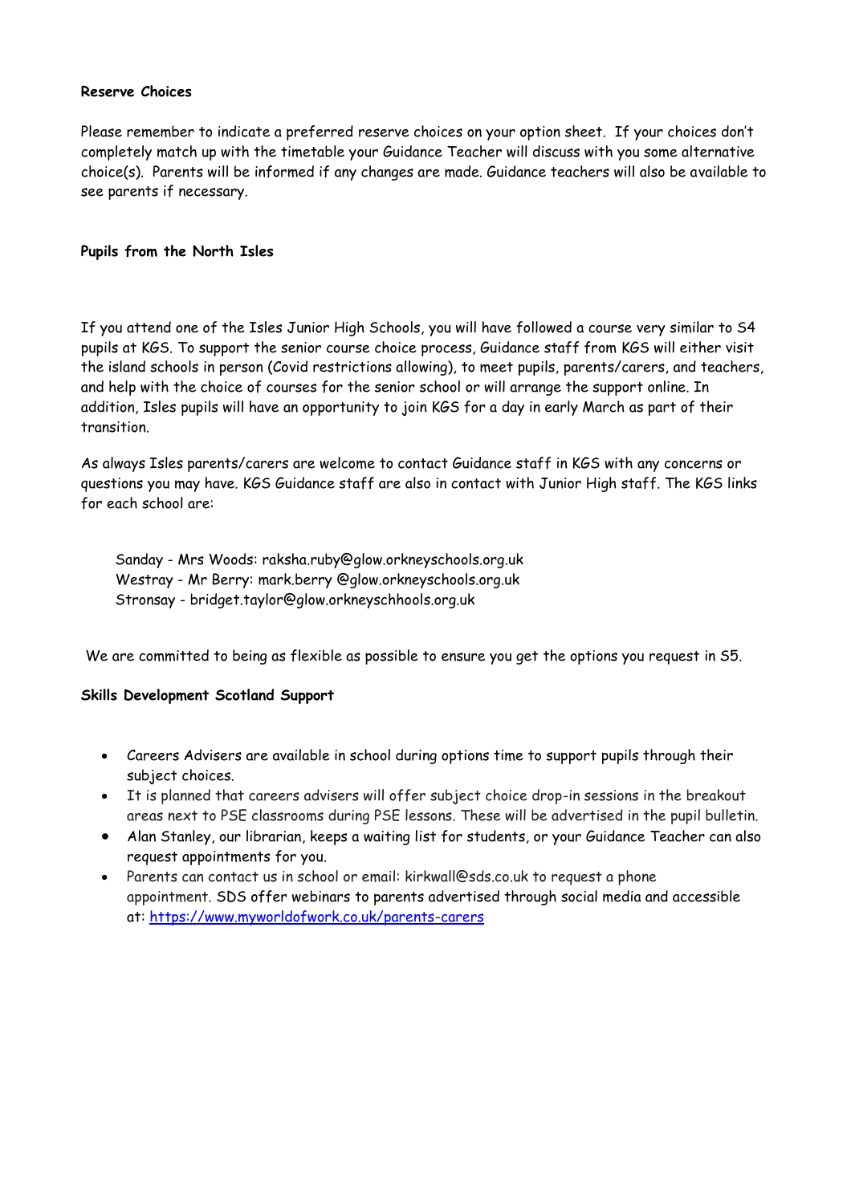**Reserve Choices**

Please remember to indicate a preferred reserve choices on your option sheet. If your choices don't completely match up with the timetable your Guidance Teacher will discuss with you some alternative choice(s). Parents will be informed if any changes are made. Guidance teachers will also be available to see parents if necessary.

**Pupils from the North Isles**

If you attend one of the Isles Junior High Schools, you will have followed a course very similar to S4 pupils at KGS. To support the senior course choice process, Guidance staff from KGS will either visit the island schools in person (Covid restrictions allowing), to meet pupils, parents/carers, and teachers, and help with the choice of courses for the senior school or will arrange the support online. In addition, Isles pupils will have an opportunity to join KGS for a day in early March as part of their transition.

As always Isles parents/carers are welcome to contact Guidance staff in KGS with any concerns or questions you may have. KGS Guidance staff are also in contact with Junior High staff. The KGS links for each school are:

Sanday - Mrs Woods: raksha.ruby@glow.orkneyschools.org.uk
Westray - Mr Berry: mark.berry @glow.orkneyschools.org.uk
Stronsay - bridget.taylor@glow.orkneyschhools.org.uk

We are committed to being as flexible as possible to ensure you get the options you request in S5.

**Skills Development Scotland Support**

- Careers Advisers are available in school during options time to support pupils through their subject choices.
- It is planned that careers advisers will offer subject choice drop-in sessions in the breakout areas next to PSE classrooms during PSE lessons. These will be advertised in the pupil bulletin.
- Alan Stanley, our librarian, keeps a waiting list for students, or your Guidance Teacher can also request appointments for you.
- Parents can contact us in school or email: kirkwall@sds.co.uk to request a phone appointment. SDS offer webinars to parents advertised through social media and accessible at: [https://www.myworldofwork.co.uk/parents-carers](https://www.myworldofwork.co.uk/parents-carers)